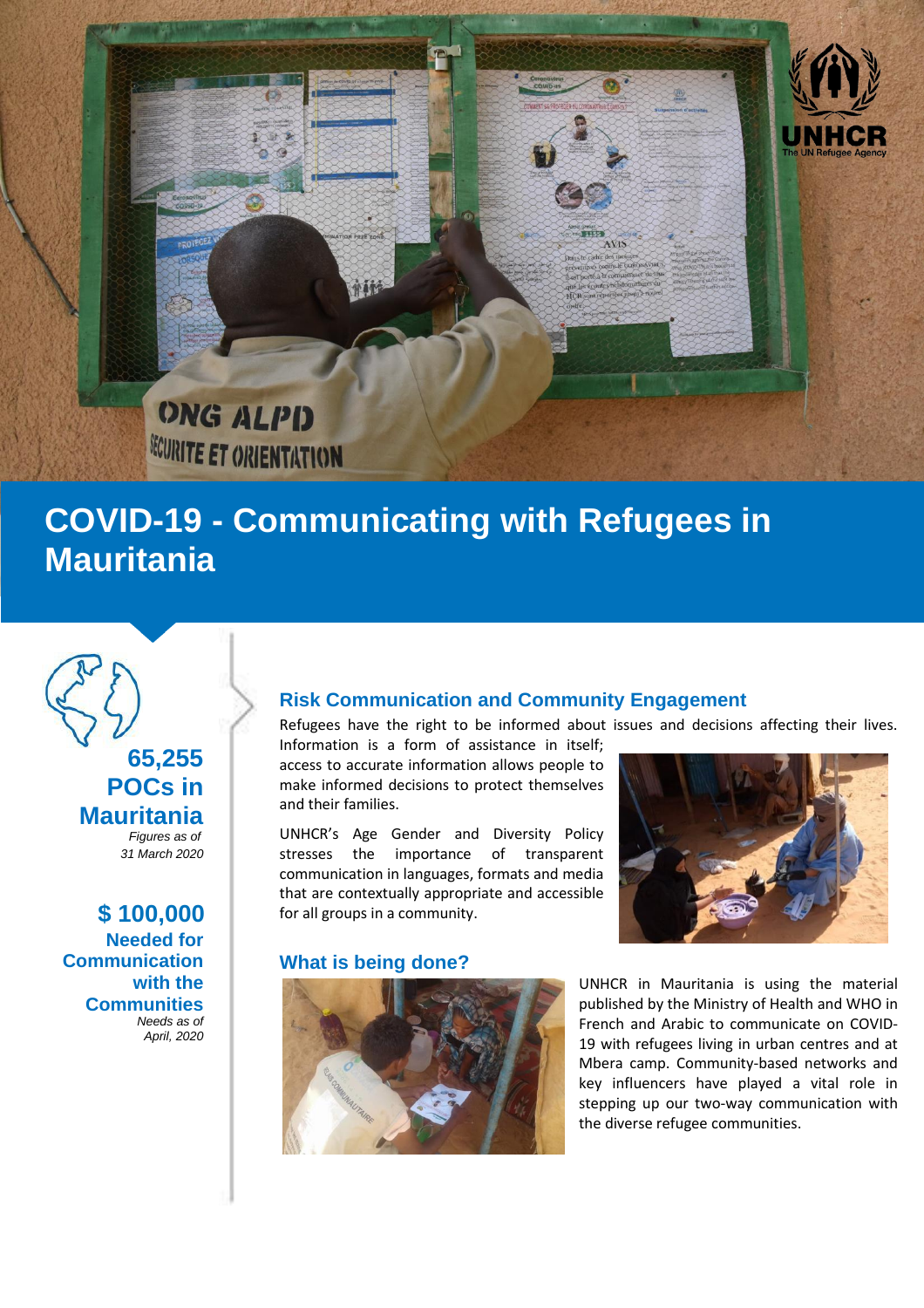# COVID-19 - Communicating with Refugees in Mauritania

**65,255 POCs in Mauritania**
*Figures as of 31 March 2020*

**$ 100,000 Needed for Communication with the Communities**
*Needs as of April, 2020*

## Risk Communication and Community Engagement

Refugees have the right to be informed about issues and decisions affecting their lives. Information is a form of assistance in itself; access to accurate information allows people to make informed decisions to protect themselves and their families.

UNHCR's Age Gender and Diversity Policy stresses the importance of transparent communication in languages, formats and media that are contextually appropriate and accessible for all groups in a community.

## What is being done?

UNHCR in Mauritania is using the material published by the Ministry of Health and WHO in French and Arabic to communicate on COVID-19 with refugees living in urban centres and at Mbera camp. Community-based networks and key influencers have played a vital role in stepping up our two-way communication with the diverse refugee communities.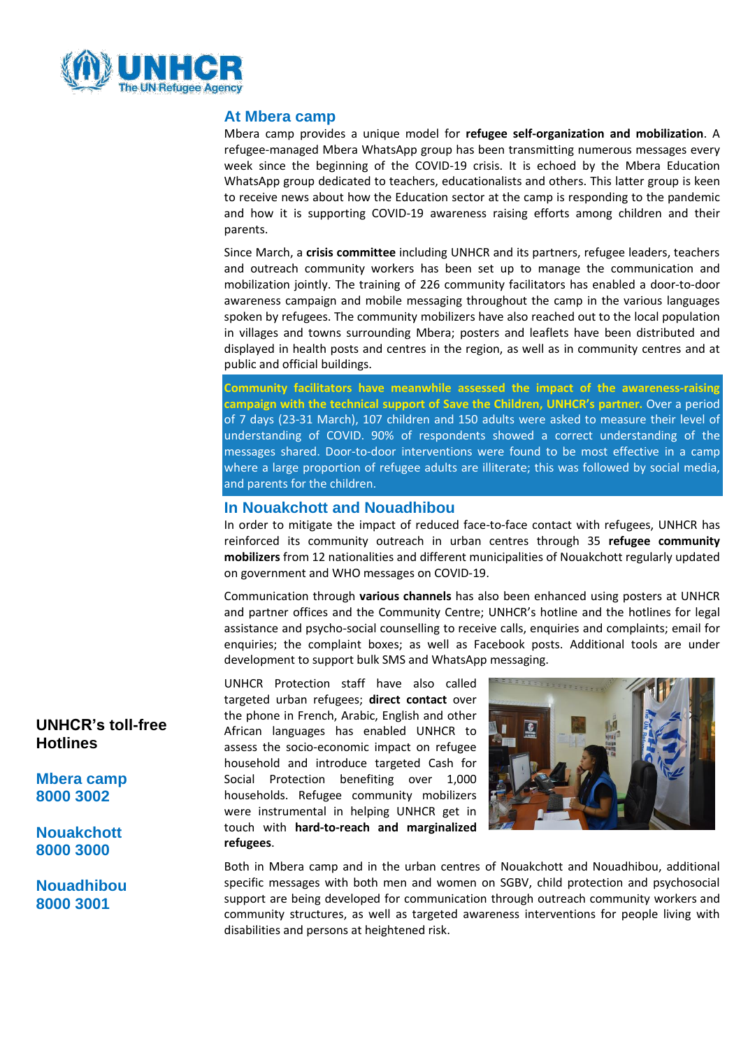## At Mbera camp

Mbera camp provides a unique model for **refugee self-organization and mobilization**. A refugee-managed Mbera WhatsApp group has been transmitting numerous messages every week since the beginning of the COVID-19 crisis. It is echoed by the Mbera Education WhatsApp group dedicated to teachers, educationalists and others. This latter group is keen to receive news about how the Education sector at the camp is responding to the pandemic and how it is supporting COVID-19 awareness raising efforts among children and their parents.

Since March, a **crisis committee** including UNHCR and its partners, refugee leaders, teachers and outreach community workers has been set up to manage the communication and mobilization jointly. The training of 226 community facilitators has enabled a door-to-door awareness campaign and mobile messaging throughout the camp in the various languages spoken by refugees. The community mobilizers have also reached out to the local population in villages and towns surrounding Mbera; posters and leaflets have been distributed and displayed in health posts and centres in the region, as well as in community centres and at public and official buildings.

**Community facilitators have meanwhile assessed the impact of the awareness-raising campaign with the technical support of Save the Children, UNHCR's partner.** Over a period of 7 days (23-31 March), 107 children and 150 adults were asked to measure their level of understanding of COVID. 90% of respondents showed a correct understanding of the messages shared. Door-to-door interventions were found to be most effective in a camp where a large proportion of refugee adults are illiterate; this was followed by social media, and parents for the children.

## In Nouakchott and Nouadhibou

In order to mitigate the impact of reduced face-to-face contact with refugees, UNHCR has reinforced its community outreach in urban centres through 35 **refugee community mobilizers** from 12 nationalities and different municipalities of Nouakchott regularly updated on government and WHO messages on COVID-19.

Communication through **various channels** has also been enhanced using posters at UNHCR and partner offices and the Community Centre; UNHCR's hotline and the hotlines for legal assistance and psycho-social counselling to receive calls, enquiries and complaints; email for enquiries; the complaint boxes; as well as Facebook posts. Additional tools are under development to support bulk SMS and WhatsApp messaging.

UNHCR Protection staff have also called targeted urban refugees; **direct contact** over the phone in French, Arabic, English and other African languages has enabled UNHCR to assess the socio-economic impact on refugee household and introduce targeted Cash for Social Protection benefiting over 1,000 households. Refugee community mobilizers were instrumental in helping UNHCR get in touch with **hard-to-reach and marginalized refugees**.

Both in Mbera camp and in the urban centres of Nouakchott and Nouadhibou, additional specific messages with both men and women on SGBV, child protection and psychosocial support are being developed for communication through outreach community workers and community structures, as well as targeted awareness interventions for people living with disabilities and persons at heightened risk.

### UNHCR's toll-free Hotlines

**Mbera camp**
**8000 3002**

**Nouakchott**
**8000 3000**

**Nouadhibou**
**8000 3001**